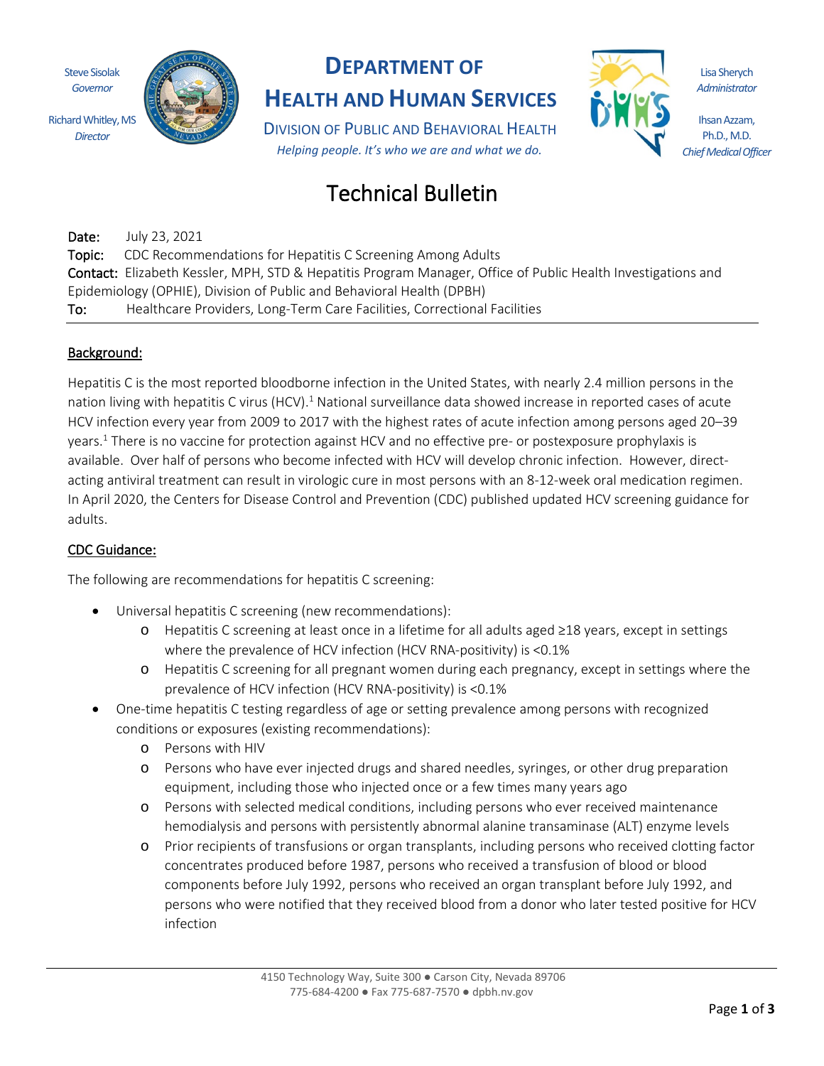Steve Sisolak
*Governor*

Richard Whitley, MS
*Director*

# DEPARTMENT OF HEALTH AND HUMAN SERVICES

DIVISION OF PUBLIC AND BEHAVIORAL HEALTH

*Helping people. It's who we are and what we do.*

Lisa Sherych
*Administrator*

Ihsan Azzam, Ph.D., M.D.
*Chief Medical Officer*

# Technical Bulletin

**Date:** July 23, 2021
**Topic:** CDC Recommendations for Hepatitis C Screening Among Adults
**Contact:** Elizabeth Kessler, MPH, STD & Hepatitis Program Manager, Office of Public Health Investigations and Epidemiology (OPHIE), Division of Public and Behavioral Health (DPBH)
**To:** Healthcare Providers, Long-Term Care Facilities, Correctional Facilities

## Background:

Hepatitis C is the most reported bloodborne infection in the United States, with nearly 2.4 million persons in the nation living with hepatitis C virus (HCV).[1] National surveillance data showed increase in reported cases of acute HCV infection every year from 2009 to 2017 with the highest rates of acute infection among persons aged 20–39 years.[1] There is no vaccine for protection against HCV and no effective pre- or postexposure prophylaxis is available. Over half of persons who become infected with HCV will develop chronic infection. However, direct-acting antiviral treatment can result in virologic cure in most persons with an 8-12-week oral medication regimen. In April 2020, the Centers for Disease Control and Prevention (CDC) published updated HCV screening guidance for adults.

## CDC Guidance:

The following are recommendations for hepatitis C screening:

- Universal hepatitis C screening (new recommendations):
  - Hepatitis C screening at least once in a lifetime for all adults aged ≥18 years, except in settings where the prevalence of HCV infection (HCV RNA-positivity) is <0.1%
  - Hepatitis C screening for all pregnant women during each pregnancy, except in settings where the prevalence of HCV infection (HCV RNA-positivity) is <0.1%
- One-time hepatitis C testing regardless of age or setting prevalence among persons with recognized conditions or exposures (existing recommendations):
  - Persons with HIV
  - Persons who have ever injected drugs and shared needles, syringes, or other drug preparation equipment, including those who injected once or a few times many years ago
  - Persons with selected medical conditions, including persons who ever received maintenance hemodialysis and persons with persistently abnormal alanine transaminase (ALT) enzyme levels
  - Prior recipients of transfusions or organ transplants, including persons who received clotting factor concentrates produced before 1987, persons who received a transfusion of blood or blood components before July 1992, persons who received an organ transplant before July 1992, and persons who were notified that they received blood from a donor who later tested positive for HCV infection

4150 Technology Way, Suite 300 ● Carson City, Nevada 89706
775-684-4200 ● Fax 775-687-7570 ● dpbh.nv.gov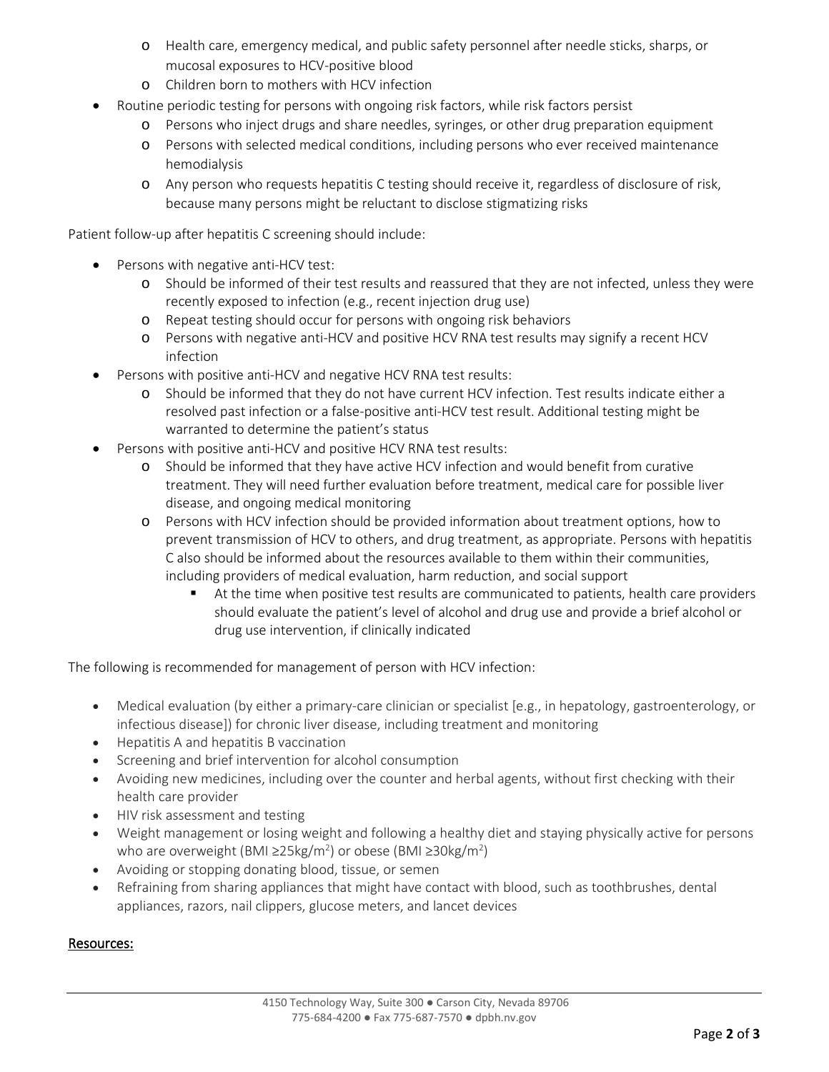- Health care, emergency medical, and public safety personnel after needle sticks, sharps, or mucosal exposures to HCV-positive blood
  - Children born to mothers with HCV infection
- Routine periodic testing for persons with ongoing risk factors, while risk factors persist
  - Persons who inject drugs and share needles, syringes, or other drug preparation equipment
  - Persons with selected medical conditions, including persons who ever received maintenance hemodialysis
  - Any person who requests hepatitis C testing should receive it, regardless of disclosure of risk, because many persons might be reluctant to disclose stigmatizing risks

Patient follow-up after hepatitis C screening should include:

- Persons with negative anti-HCV test:
  - Should be informed of their test results and reassured that they are not infected, unless they were recently exposed to infection (e.g., recent injection drug use)
  - Repeat testing should occur for persons with ongoing risk behaviors
  - Persons with negative anti-HCV and positive HCV RNA test results may signify a recent HCV infection
- Persons with positive anti-HCV and negative HCV RNA test results:
  - Should be informed that they do not have current HCV infection. Test results indicate either a resolved past infection or a false-positive anti-HCV test result. Additional testing might be warranted to determine the patient's status
- Persons with positive anti-HCV and positive HCV RNA test results:
  - Should be informed that they have active HCV infection and would benefit from curative treatment. They will need further evaluation before treatment, medical care for possible liver disease, and ongoing medical monitoring
  - Persons with HCV infection should be provided information about treatment options, how to prevent transmission of HCV to others, and drug treatment, as appropriate. Persons with hepatitis C also should be informed about the resources available to them within their communities, including providers of medical evaluation, harm reduction, and social support
    - At the time when positive test results are communicated to patients, health care providers should evaluate the patient's level of alcohol and drug use and provide a brief alcohol or drug use intervention, if clinically indicated

The following is recommended for management of person with HCV infection:

- Medical evaluation (by either a primary-care clinician or specialist [e.g., in hepatology, gastroenterology, or infectious disease]) for chronic liver disease, including treatment and monitoring
- Hepatitis A and hepatitis B vaccination
- Screening and brief intervention for alcohol consumption
- Avoiding new medicines, including over the counter and herbal agents, without first checking with their health care provider
- HIV risk assessment and testing
- Weight management or losing weight and following a healthy diet and staying physically active for persons who are overweight (BMI $\geq 25 kg/m^2$) or obese (BMI $\geq 30 kg/m^2$)
- Avoiding or stopping donating blood, tissue, or semen
- Refraining from sharing appliances that might have contact with blood, such as toothbrushes, dental appliances, razors, nail clippers, glucose meters, and lancet devices

## Resources: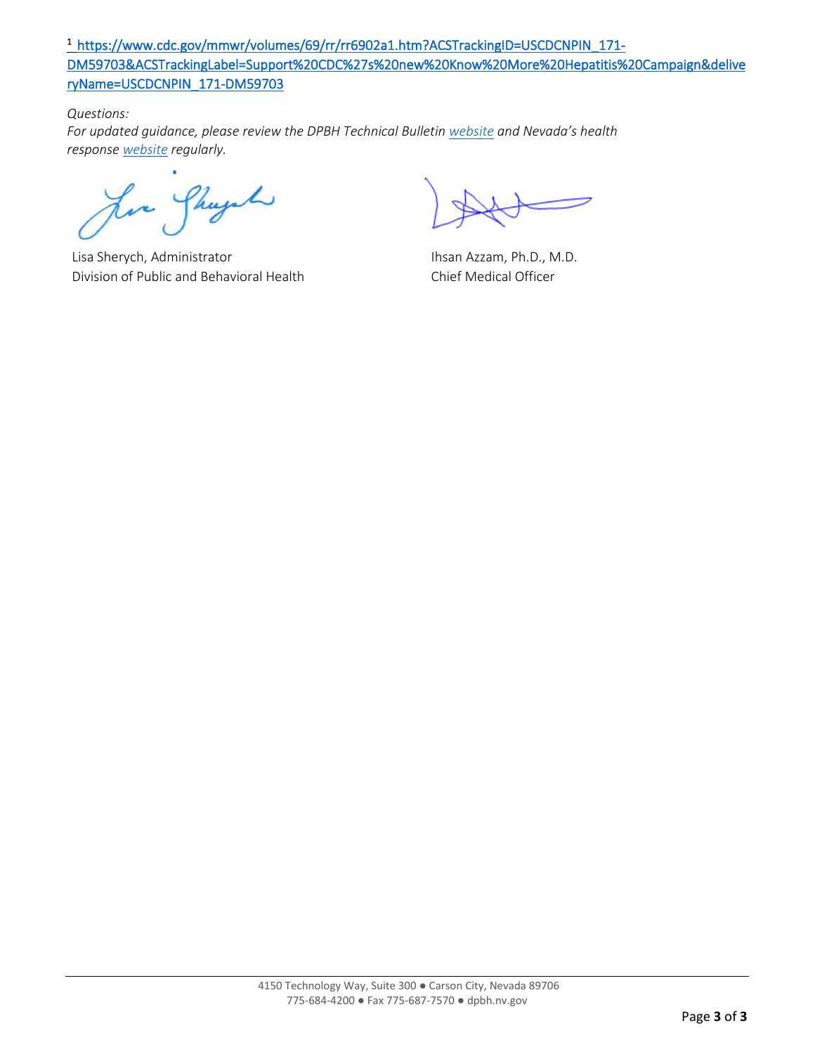[1] https://www.cdc.gov/mmwr/volumes/69/rr/rr6902a1.htm?ACSTrackingID=USCDCNPIN_171-DM59703&ACSTrackingLabel=Support%20CDC%27s%20new%20Know%20More%20Hepatitis%20Campaign&deliveryName=USCDCNPIN_171-DM59703

*Questions:*
*For updated guidance, please review the DPBH Technical Bulletin website and Nevada's health response website regularly.*

Lisa Sherych, Administrator
Division of Public and Behavioral Health

Ihsan Azzam, Ph.D., M.D.
Chief Medical Officer

4150 Technology Way, Suite 300 ● Carson City, Nevada 89706
775-684-4200 ● Fax 775-687-7570 ● dpbh.nv.gov